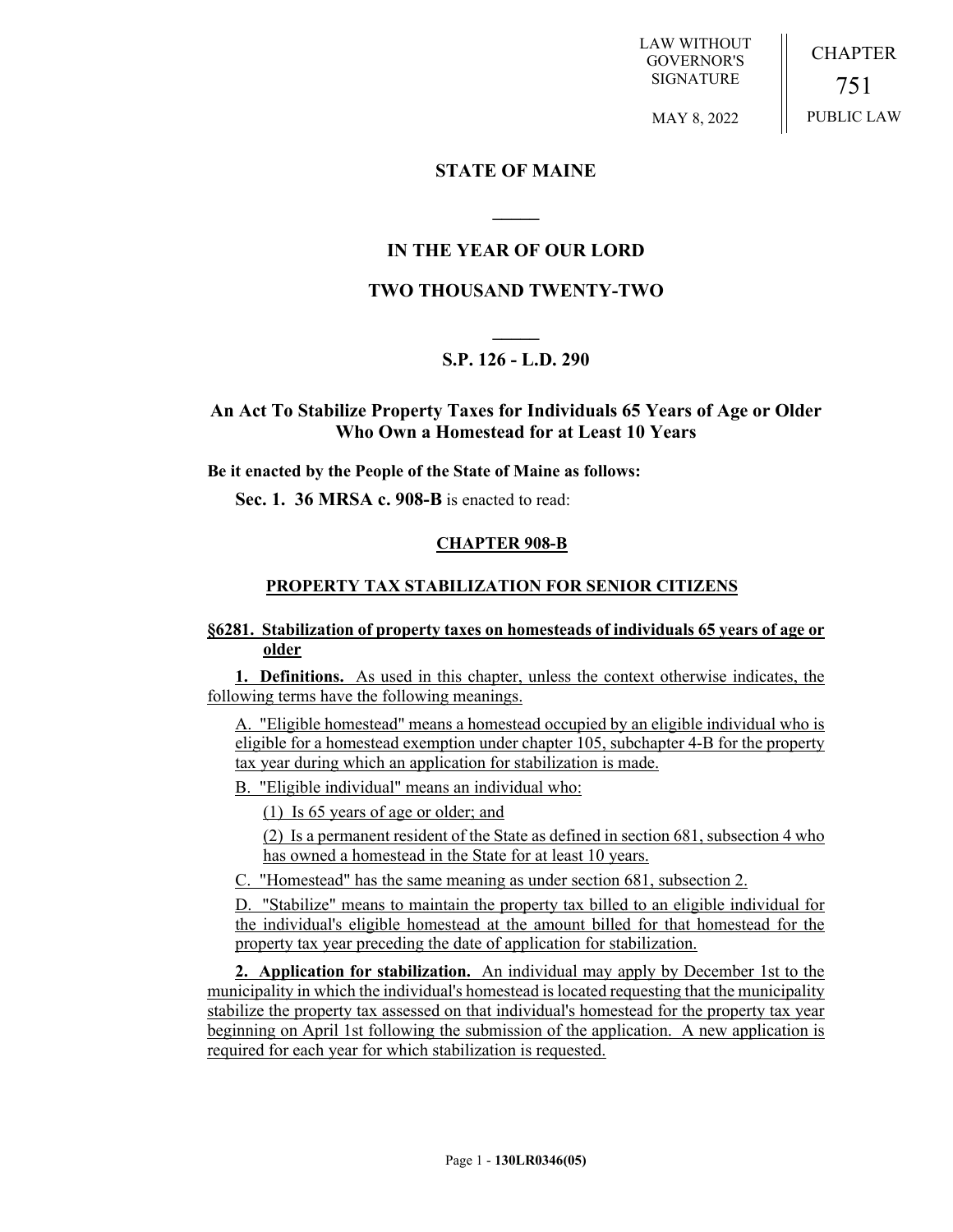LAW WITHOUT GOVERNOR'S SIGNATURE

MAY 8, 2022

CHAPTER 751

PUBLIC LAW

# STATE OF MAINE

## IN THE YEAR OF OUR LORD

## TWO THOUSAND TWENTY-TWO

### S.P. 126 - L.D. 290

### An Act To Stabilize Property Taxes for Individuals 65 Years of Age or Older Who Own a Homestead for at Least 10 Years

**Be it enacted by the People of the State of Maine as follows:**

**Sec. 1. 36 MRSA c. 908-B** is enacted to read:

**CHAPTER 908-B**

**PROPERTY TAX STABILIZATION FOR SENIOR CITIZENS**

**§6281. Stabilization of property taxes on homesteads of individuals 65 years of age or older**

**1. Definitions.** As used in this chapter, unless the context otherwise indicates, the following terms have the following meanings.

A. "Eligible homestead" means a homestead occupied by an eligible individual who is eligible for a homestead exemption under chapter 105, subchapter 4-B for the property tax year during which an application for stabilization is made.

B. "Eligible individual" means an individual who:

(1) Is 65 years of age or older; and

(2) Is a permanent resident of the State as defined in section 681, subsection 4 who has owned a homestead in the State for at least 10 years.

C. "Homestead" has the same meaning as under section 681, subsection 2.

D. "Stabilize" means to maintain the property tax billed to an eligible individual for the individual's eligible homestead at the amount billed for that homestead for the property tax year preceding the date of application for stabilization.

**2. Application for stabilization.** An individual may apply by December 1st to the municipality in which the individual's homestead is located requesting that the municipality stabilize the property tax assessed on that individual's homestead for the property tax year beginning on April 1st following the submission of the application. A new application is required for each year for which stabilization is requested.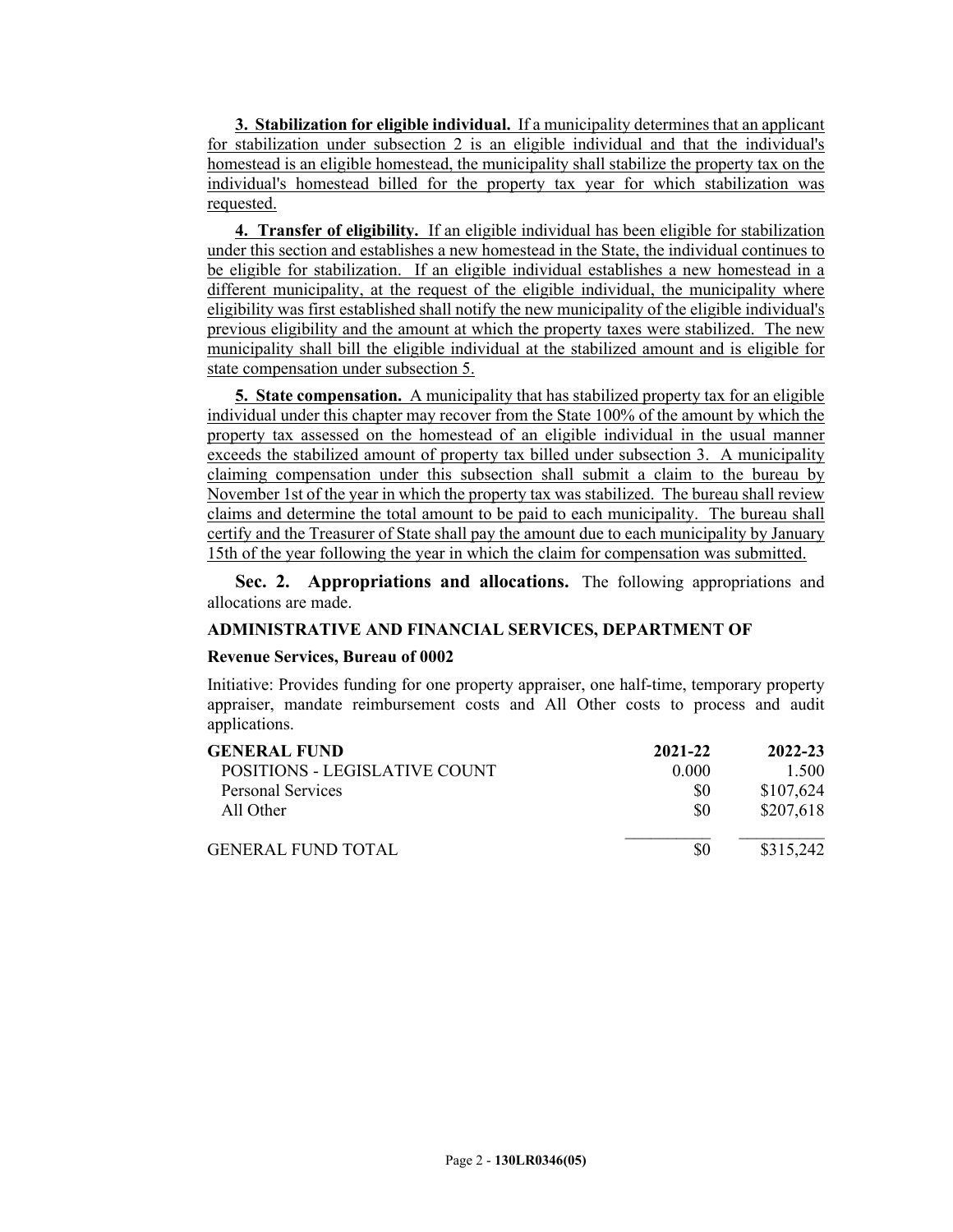**3. Stabilization for eligible individual.** If a municipality determines that an applicant for stabilization under subsection 2 is an eligible individual and that the individual's homestead is an eligible homestead, the municipality shall stabilize the property tax on the individual's homestead billed for the property tax year for which stabilization was requested.

**4. Transfer of eligibility.** If an eligible individual has been eligible for stabilization under this section and establishes a new homestead in the State, the individual continues to be eligible for stabilization. If an eligible individual establishes a new homestead in a different municipality, at the request of the eligible individual, the municipality where eligibility was first established shall notify the new municipality of the eligible individual's previous eligibility and the amount at which the property taxes were stabilized. The new municipality shall bill the eligible individual at the stabilized amount and is eligible for state compensation under subsection 5.

**5. State compensation.** A municipality that has stabilized property tax for an eligible individual under this chapter may recover from the State 100% of the amount by which the property tax assessed on the homestead of an eligible individual in the usual manner exceeds the stabilized amount of property tax billed under subsection 3. A municipality claiming compensation under this subsection shall submit a claim to the bureau by November 1st of the year in which the property tax was stabilized. The bureau shall review claims and determine the total amount to be paid to each municipality. The bureau shall certify and the Treasurer of State shall pay the amount due to each municipality by January 15th of the year following the year in which the claim for compensation was submitted.

**Sec. 2. Appropriations and allocations.** The following appropriations and allocations are made.

**ADMINISTRATIVE AND FINANCIAL SERVICES, DEPARTMENT OF**

**Revenue Services, Bureau of 0002**

Initiative: Provides funding for one property appraiser, one half-time, temporary property appraiser, mandate reimbursement costs and All Other costs to process and audit applications.

| GENERAL FUND | 2021-22 | 2022-23 |
|---|---|---|
| POSITIONS - LEGISLATIVE COUNT | 0.000 | 1.500 |
| Personal Services | $0 | $107,624 |
| All Other | $0 | $207,618 |
| GENERAL FUND TOTAL | $0 | $315,242 |